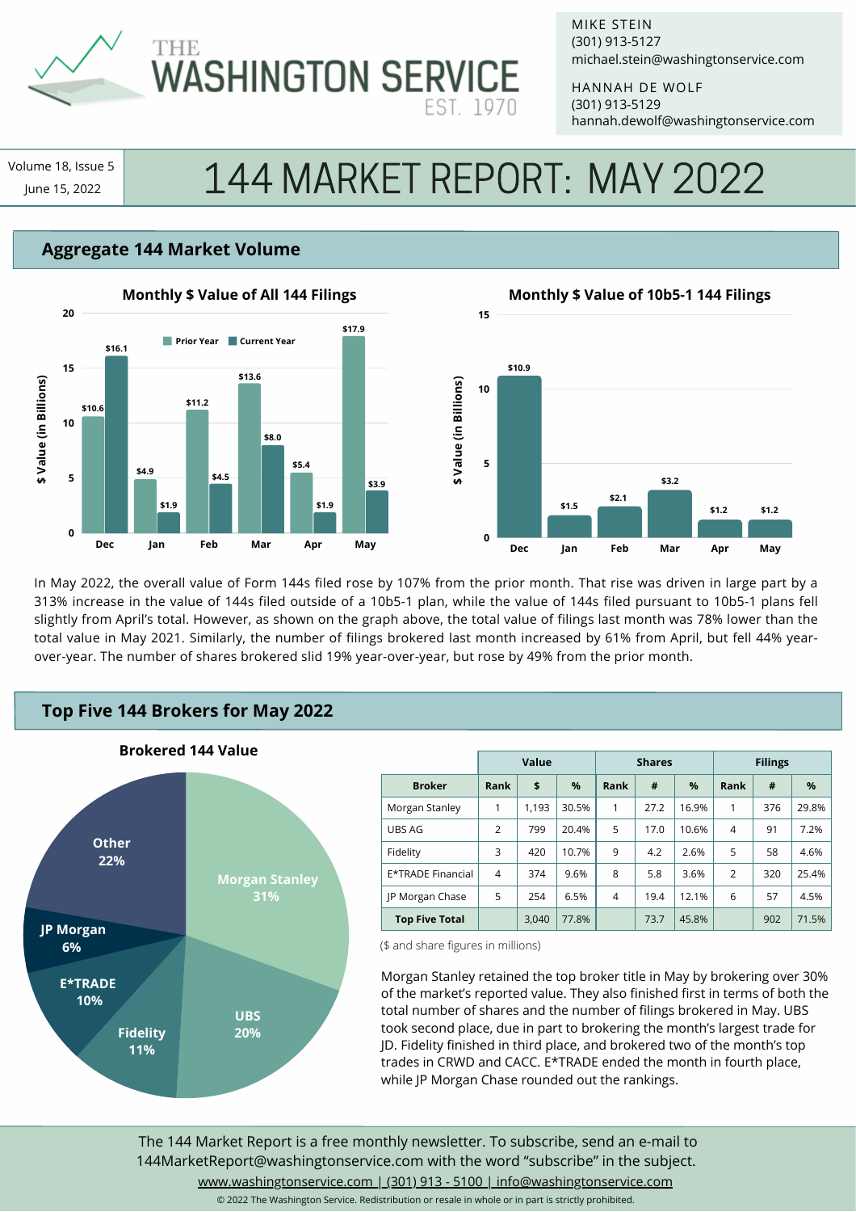# THE WASHINGTON SERVICE

EST. 1970

MIKE STEIN
(301) 913-5127
michael.stein@washingtonservice.com

HANNAH DE WOLF
(301) 913-5129
hannah.dewolf@washingtonservice.com

Volume 18, Issue 5
June 15, 2022

# 144 MARKET REPORT: MAY 2022

## Aggregate 144 Market Volume

**Monthly $ Value of All 144 Filings**

| $ Value (in Billions) | Dec | Jan | Feb | Mar | Apr | May |
|---|---|---|---|---|---|---|
| Prior Year | $10.6 | $4.9 | $11.2 | $13.6 | $5.4 | $17.9 |
| Current Year | $16.1 | $1.9 | $4.5 | $8.0 | $1.9 | $3.9 |

**Monthly $ Value of 10b5-1 144 Filings**

| $ Value (in Billions) | Dec | Jan | Feb | Mar | Apr | May |
|---|---|---|---|---|---|---|
| Value | $10.9 | $1.5 | $2.1 | $3.2 | $1.2 | $1.2 |

In May 2022, the overall value of Form 144s filed rose by 107% from the prior month. That rise was driven in large part by a 313% increase in the value of 144s filed outside of a 10b5-1 plan, while the value of 144s filed pursuant to 10b5-1 plans fell slightly from April's total. However, as shown on the graph above, the total value of filings last month was 78% lower than the total value in May 2021. Similarly, the number of filings brokered last month increased by 61% from April, but fell 44% year-over-year. The number of shares brokered slid 19% year-over-year, but rose by 49% from the prior month.

## Top Five 144 Brokers for May 2022

**Brokered 144 Value**

| Broker | Share |
|---|---|
| Morgan Stanley | 31% |
| UBS | 20% |
| Fidelity | 11% |
| E*TRADE | 10% |
| JP Morgan | 6% |
| Other | 22% |

| | Value | | | Shares | | | Filings | | |
|---|---|---|---|---|---|---|---|---|---|
| **Broker** | **Rank** | **$** | **%** | **Rank** | **#** | **%** | **Rank** | **#** | **%** |
| Morgan Stanley | 1 | 1,193 | 30.5% | 1 | 27.2 | 16.9% | 1 | 376 | 29.8% |
| UBS AG | 2 | 799 | 20.4% | 5 | 17.0 | 10.6% | 4 | 91 | 7.2% |
| Fidelity | 3 | 420 | 10.7% | 9 | 4.2 | 2.6% | 5 | 58 | 4.6% |
| E*TRADE Financial | 4 | 374 | 9.6% | 8 | 5.8 | 3.6% | 2 | 320 | 25.4% |
| JP Morgan Chase | 5 | 254 | 6.5% | 4 | 19.4 | 12.1% | 6 | 57 | 4.5% |
| **Top Five Total** | | 3,040 | 77.8% | | 73.7 | 45.8% | | 902 | 71.5% |

($ and share figures in millions)

Morgan Stanley retained the top broker title in May by brokering over 30% of the market's reported value. They also finished first in terms of both the total number of shares and the number of filings brokered in May. UBS took second place, due in part to brokering the month's largest trade for JD. Fidelity finished in third place, and brokered two of the month's top trades in CRWD and CACC. E*TRADE ended the month in fourth place, while JP Morgan Chase rounded out the rankings.

The 144 Market Report is a free monthly newsletter. To subscribe, send an e-mail to 144MarketReport@washingtonservice.com with the word "subscribe" in the subject.

www.washingtonservice.com | (301) 913 - 5100 | info@washingtonservice.com

© 2022 The Washington Service. Redistribution or resale in whole or in part is strictly prohibited.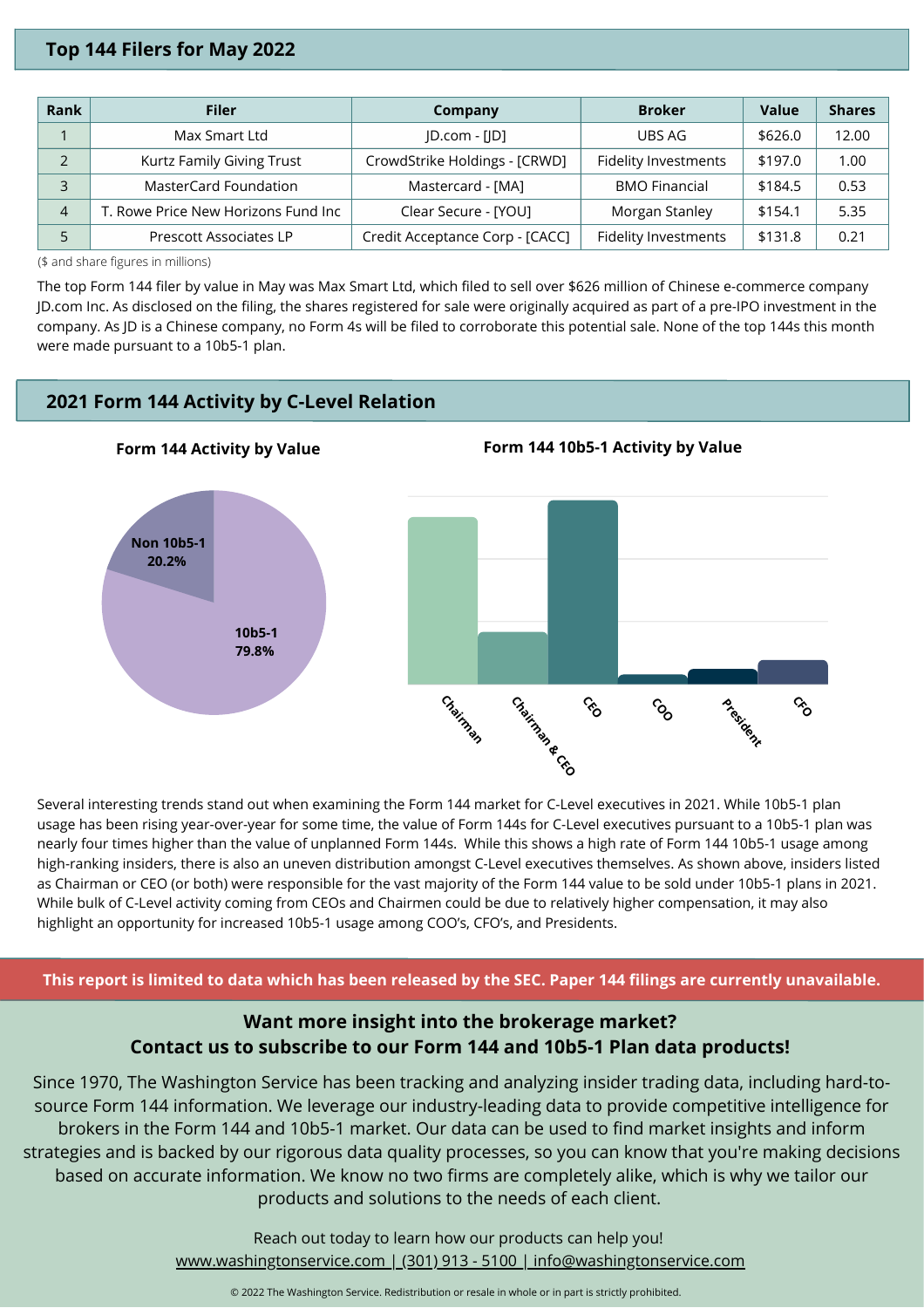## Top 144 Filers for May 2022

| Rank | Filer | Company | Broker | Value | Shares |
|---|---|---|---|---|---|
| 1 | Max Smart Ltd | JD.com - [JD] | UBS AG | $626.0 | 12.00 |
| 2 | Kurtz Family Giving Trust | CrowdStrike Holdings - [CRWD] | Fidelity Investments | $197.0 | 1.00 |
| 3 | MasterCard Foundation | Mastercard - [MA] | BMO Financial | $184.5 | 0.53 |
| 4 | T. Rowe Price New Horizons Fund Inc | Clear Secure - [YOU] | Morgan Stanley | $154.1 | 5.35 |
| 5 | Prescott Associates LP | Credit Acceptance Corp - [CACC] | Fidelity Investments | $131.8 | 0.21 |

($ and share figures in millions)

The top Form 144 filer by value in May was Max Smart Ltd, which filed to sell over $626 million of Chinese e-commerce company JD.com Inc. As disclosed on the filing, the shares registered for sale were originally acquired as part of a pre-IPO investment in the company. As JD is a Chinese company, no Form 4s will be filed to corroborate this potential sale. None of the top 144s this month were made pursuant to a 10b5-1 plan.

## 2021 Form 144 Activity by C-Level Relation

**Form 144 Activity by Value**

Non 10b5-1
20.2%

10b5-1
79.8%

**Form 144 10b5-1 Activity by Value**

Chairman
Chairman & CEO
CEO
COO
President
CFO

Several interesting trends stand out when examining the Form 144 market for C-Level executives in 2021. While 10b5-1 plan usage has been rising year-over-year for some time, the value of Form 144s for C-Level executives pursuant to a 10b5-1 plan was nearly four times higher than the value of unplanned Form 144s. While this shows a high rate of Form 144 10b5-1 usage among high-ranking insiders, there is also an uneven distribution amongst C-Level executives themselves. As shown above, insiders listed as Chairman or CEO (or both) were responsible for the vast majority of the Form 144 value to be sold under 10b5-1 plans in 2021. While bulk of C-Level activity coming from CEOs and Chairmen could be due to relatively higher compensation, it may also highlight an opportunity for increased 10b5-1 usage among COO's, CFO's, and Presidents.

**This report is limited to data which has been released by the SEC. Paper 144 filings are currently unavailable.**

### Want more insight into the brokerage market?
### Contact us to subscribe to our Form 144 and 10b5-1 Plan data products!

Since 1970, The Washington Service has been tracking and analyzing insider trading data, including hard-to-source Form 144 information. We leverage our industry-leading data to provide competitive intelligence for brokers in the Form 144 and 10b5-1 market. Our data can be used to find market insights and inform strategies and is backed by our rigorous data quality processes, so you can know that you're making decisions based on accurate information. We know no two firms are completely alike, which is why we tailor our products and solutions to the needs of each client.

Reach out today to learn how our products can help you!
www.washingtonservice.com | (301) 913 - 5100 | info@washingtonservice.com

© 2022 The Washington Service. Redistribution or resale in whole or in part is strictly prohibited.